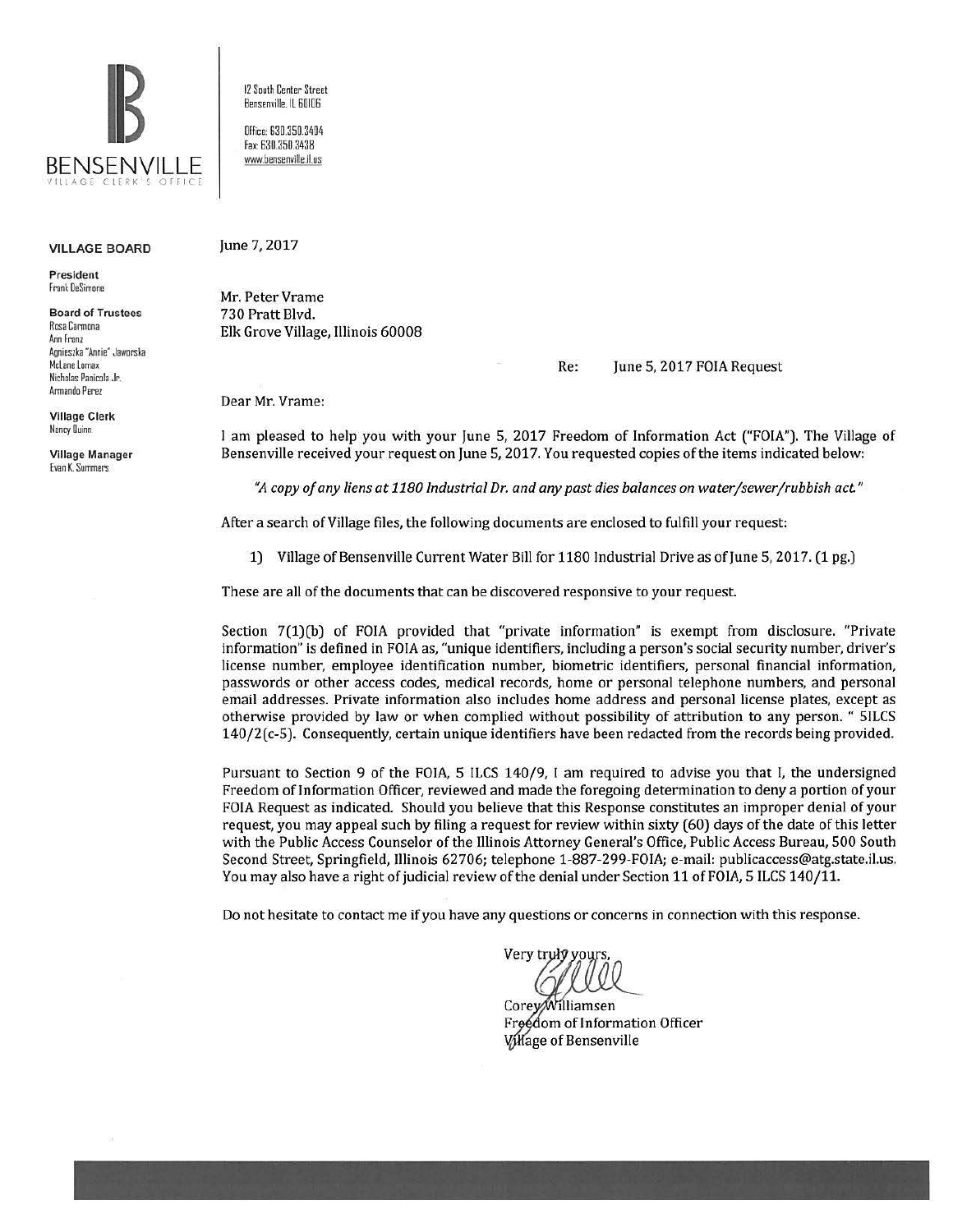BENSENVILLE
VILLAGE CLERK'S OFFICE

12 South Center Street
Bensenville, IL 60106

Office: 630.350.3404
Fax: 630.350.3438
www.bensenville.il.us

**VILLAGE BOARD**

**President**
Frank DeSimone

**Board of Trustees**
Rosa Carmona
Ann Franz
Agnieszka "Annie" Jaworska
McLane Lomax
Nicholas Panicola Jr.
Armando Perez

**Village Clerk**
Nancy Quinn

**Village Manager**
Evan K. Summers

June 7, 2017

Mr. Peter Vrame
730 Pratt Blvd.
Elk Grove Village, Illinois 60008

Re: June 5, 2017 FOIA Request

Dear Mr. Vrame:

I am pleased to help you with your June 5, 2017 Freedom of Information Act ("FOIA"). The Village of Bensenville received your request on June 5, 2017. You requested copies of the items indicated below:

*"A copy of any liens at 1180 Industrial Dr. and any past dies balances on water/sewer/rubbish act."*

After a search of Village files, the following documents are enclosed to fulfill your request:

1) Village of Bensenville Current Water Bill for 1180 Industrial Drive as of June 5, 2017. (1 pg.)

These are all of the documents that can be discovered responsive to your request.

Section 7(1)(b) of FOIA provided that "private information" is exempt from disclosure. "Private information" is defined in FOIA as, "unique identifiers, including a person's social security number, driver's license number, employee identification number, biometric identifiers, personal financial information, passwords or other access codes, medical records, home or personal telephone numbers, and personal email addresses. Private information also includes home address and personal license plates, except as otherwise provided by law or when complied without possibility of attribution to any person. " 5ILCS 140/2(c-5). Consequently, certain unique identifiers have been redacted from the records being provided.

Pursuant to Section 9 of the FOIA, 5 ILCS 140/9, I am required to advise you that I, the undersigned Freedom of Information Officer, reviewed and made the foregoing determination to deny a portion of your FOIA Request as indicated. Should you believe that this Response constitutes an improper denial of your request, you may appeal such by filing a request for review within sixty (60) days of the date of this letter with the Public Access Counselor of the Illinois Attorney General's Office, Public Access Bureau, 500 South Second Street, Springfield, Illinois 62706; telephone 1-887-299-FOIA; e-mail: publicaccess@atg.state.il.us. You may also have a right of judicial review of the denial under Section 11 of FOIA, 5 ILCS 140/11.

Do not hesitate to contact me if you have any questions or concerns in connection with this response.

Very truly yours,

Corey Williamsen
Freedom of Information Officer
Village of Bensenville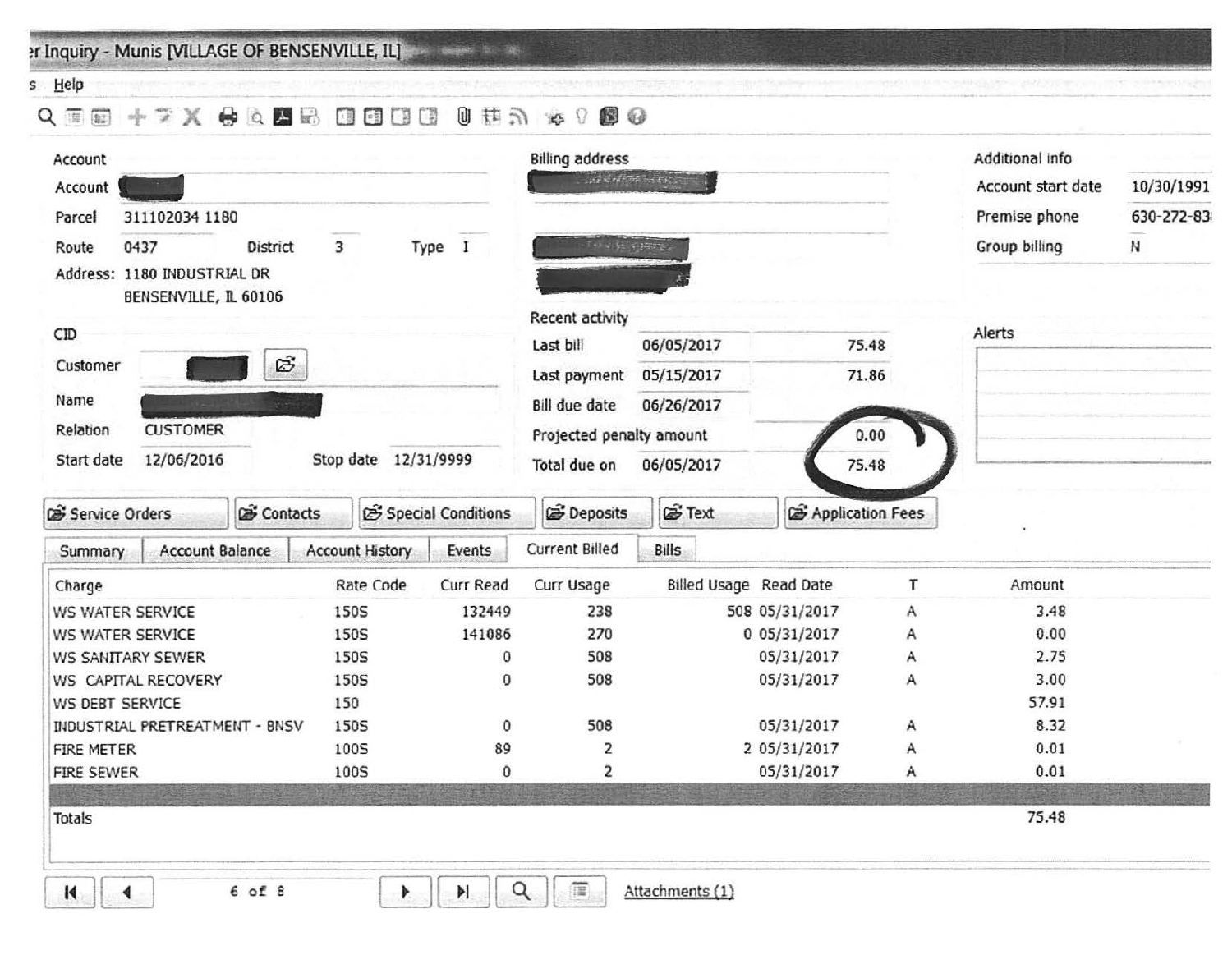er Inquiry - Munis [VILLAGE OF BENSENVILLE, IL]

s Help

**Account**

| | |
|---|---|
| Account | |
| Parcel | 311102034 1180 |
| Route | 0437 |
| District | 3 |
| Type | I |
| Address: | 1180 INDUSTRIAL DR BENSENVILLE, IL 60106 |

**Billing address**

**Additional info**

| | |
|---|---|
| Account start date | 10/30/1991 |
| Premise phone | 630-272-83 |
| Group billing | N |

**CID**

| | |
|---|---|
| Customer | |
| Name | |
| Relation | CUSTOMER |
| Start date | 12/06/2016 |
| Stop date | 12/31/9999 |

**Recent activity**

| | | |
|---|---|---|
| Last bill | 06/05/2017 | 75.48 |
| Last payment | 05/15/2017 | 71.86 |
| Bill due date | 06/26/2017 | |
| Projected penalty amount | | 0.00 |
| Total due on | 06/05/2017 | 75.48 |

**Alerts**

Service Orders | Contacts | Special Conditions | Deposits | Text | Application Fees

Summary | Account Balance | Account History | Events | Current Billed | Bills

| Charge | Rate Code | Curr Read | Curr Usage | Billed Usage | Read Date | T | Amount |
|---|---|---|---|---|---|---|---|
| WS WATER SERVICE | 150S | 132449 | 238 | 508 | 05/31/2017 | A | 3.48 |
| WS WATER SERVICE | 150S | 141086 | 270 | 0 | 05/31/2017 | A | 0.00 |
| WS SANITARY SEWER | 150S | 0 | 508 | | 05/31/2017 | A | 2.75 |
| WS CAPITAL RECOVERY | 150S | 0 | 508 | | 05/31/2017 | A | 3.00 |
| WS DEBT SERVICE | 150 | | | | | | 57.91 |
| INDUSTRIAL PRETREATMENT - BNSV | 150S | 0 | 508 | | 05/31/2017 | A | 8.32 |
| FIRE METER | 100S | 89 | 2 | 2 | 05/31/2017 | A | 0.01 |
| FIRE SEWER | 100S | 0 | 2 | | 05/31/2017 | A | 0.01 |
| Totals | | | | | | | 75.48 |

6 of 8

Attachments (1)